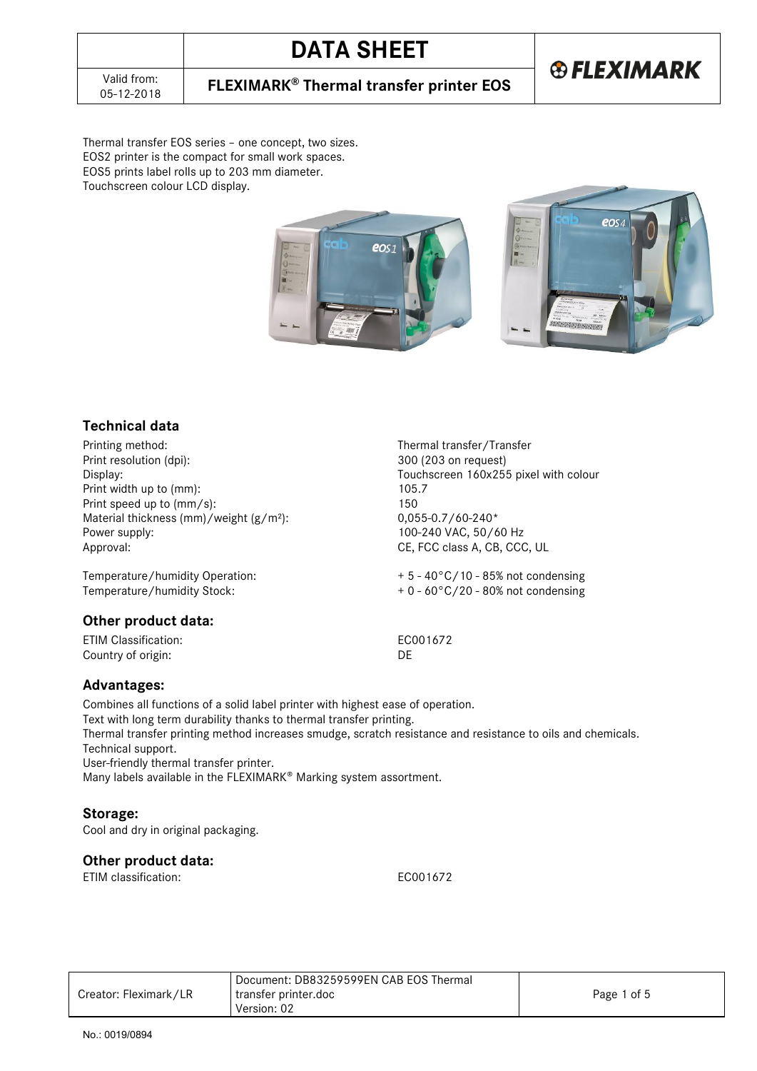# DATA SHEET

Valid from: 05-12-2018

**FLEXIMARK® Thermal transfer printer EOS**

FLEXIMARK

Thermal transfer EOS series – one concept, two sizes.
EOS2 printer is the compact for small work spaces.
EOS5 prints label rolls up to 203 mm diameter.
Touchscreen colour LCD display.

## Technical data

| | |
|---|---|
| Printing method: | Thermal transfer/Transfer |
| Print resolution (dpi): | 300 (203 on request) |
| Display: | Touchscreen 160x255 pixel with colour |
| Print width up to (mm): | 105.7 |
| Print speed up to (mm/s): | 150 |
| Material thickness (mm)/weight (g/m²): | 0,055-0.7/60-240* |
| Power supply: | 100-240 VAC, 50/60 Hz |
| Approval: | CE, FCC class A, CB, CCC, UL |
| Temperature/humidity Operation: | + 5 - 40°C/10 - 85% not condensing |
| Temperature/humidity Stock: | + 0 - 60°C/20 - 80% not condensing |

## Other product data:

| | |
|---|---|
| ETIM Classification: | EC001672 |
| Country of origin: | DE |

## Advantages:

Combines all functions of a solid label printer with highest ease of operation.
Text with long term durability thanks to thermal transfer printing.
Thermal transfer printing method increases smudge, scratch resistance and resistance to oils and chemicals.
Technical support.
User-friendly thermal transfer printer.
Many labels available in the FLEXIMARK® Marking system assortment.

## Storage:

Cool and dry in original packaging.

## Other product data:

| | |
|---|---|
| ETIM classification: | EC001672 |

| | | |
|---|---|---|
| Creator: Fleximark/LR | Document: DB83259599EN CAB EOS Thermal transfer printer.doc Version: 02 | |

No.: 0019/0894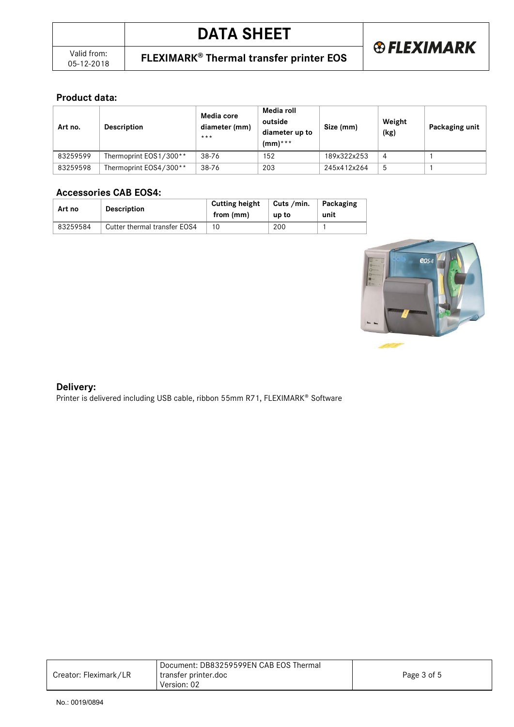## Product data:

| Art no. | Description | Media core diameter (mm) *** | Media roll outside diameter up to (mm)*** | Size (mm) | Weight (kg) | Packaging unit |
|---|---|---|---|---|---|---|
| 83259599 | Thermoprint EOS1/300** | 38-76 | 152 | 189x322x253 | 4 | 1 |
| 83259598 | Thermoprint EOS4/300** | 38-76 | 203 | 245x412x264 | 5 | 1 |

## Accessories CAB EOS4:

| Art no | Description | Cutting height from (mm) | Cuts /min. up to | Packaging unit |
|---|---|---|---|---|
| 83259584 | Cutter thermal transfer EOS4 | 10 | 200 | 1 |

## Delivery:

Printer is delivered including USB cable, ribbon 55mm R71, FLEXIMARK® Software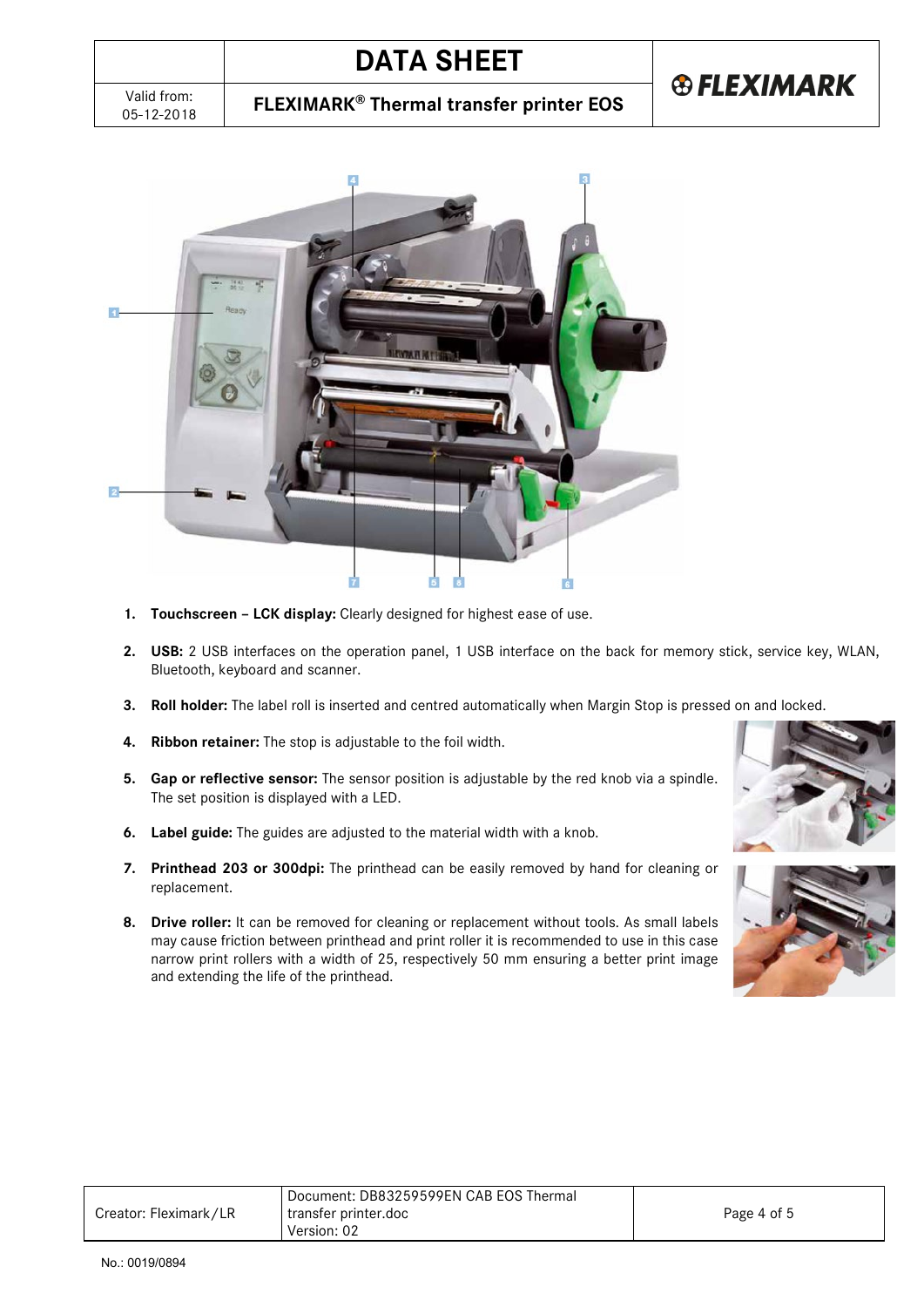1. **Touchscreen – LCK display:** Clearly designed for highest ease of use.
2. **USB:** 2 USB interfaces on the operation panel, 1 USB interface on the back for memory stick, service key, WLAN, Bluetooth, keyboard and scanner.
3. **Roll holder:** The label roll is inserted and centred automatically when Margin Stop is pressed on and locked.
4. **Ribbon retainer:** The stop is adjustable to the foil width.
5. **Gap or reflective sensor:** The sensor position is adjustable by the red knob via a spindle. The set position is displayed with a LED.
6. **Label guide:** The guides are adjusted to the material width with a knob.
7. **Printhead 203 or 300dpi:** The printhead can be easily removed by hand for cleaning or replacement.
8. **Drive roller:** It can be removed for cleaning or replacement without tools. As small labels may cause friction between printhead and print roller it is recommended to use in this case narrow print rollers with a width of 25, respectively 50 mm ensuring a better print image and extending the life of the printhead.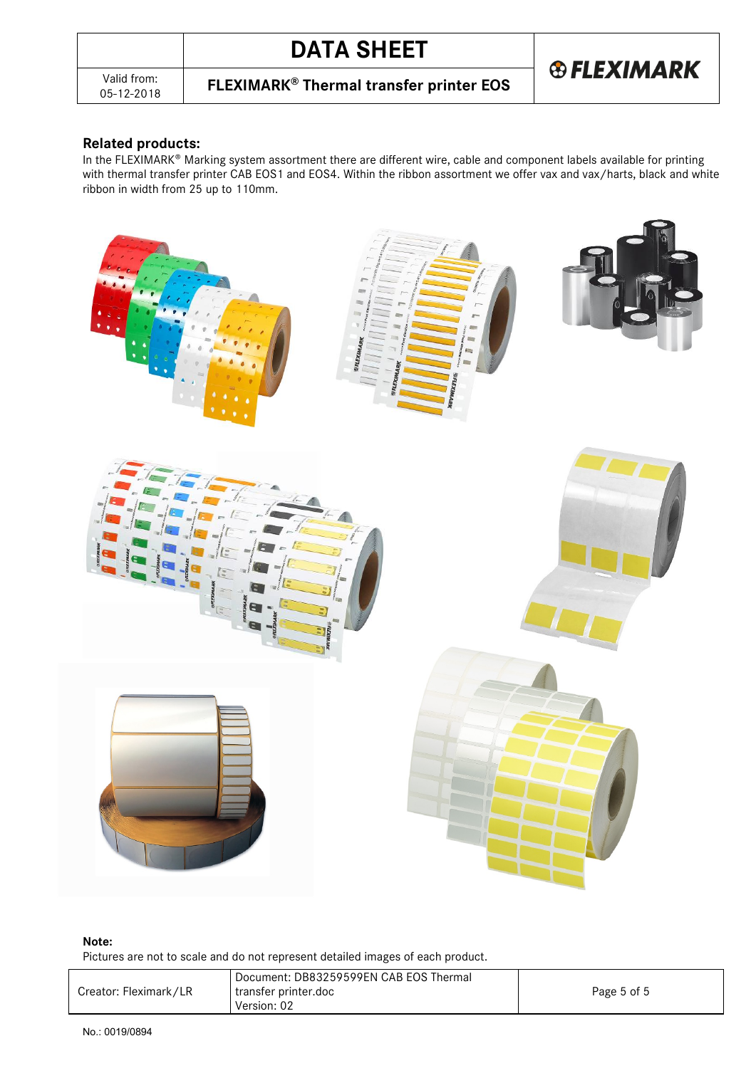**Related products:**
In the FLEXIMARK® Marking system assortment there are different wire, cable and component labels available for printing with thermal transfer printer CAB EOS1 and EOS4. Within the ribbon assortment we offer vax and vax/harts, black and white ribbon in width from 25 up to 110mm.

**Note:**
Pictures are not to scale and do not represent detailed images of each product.

No.: 0019/0894